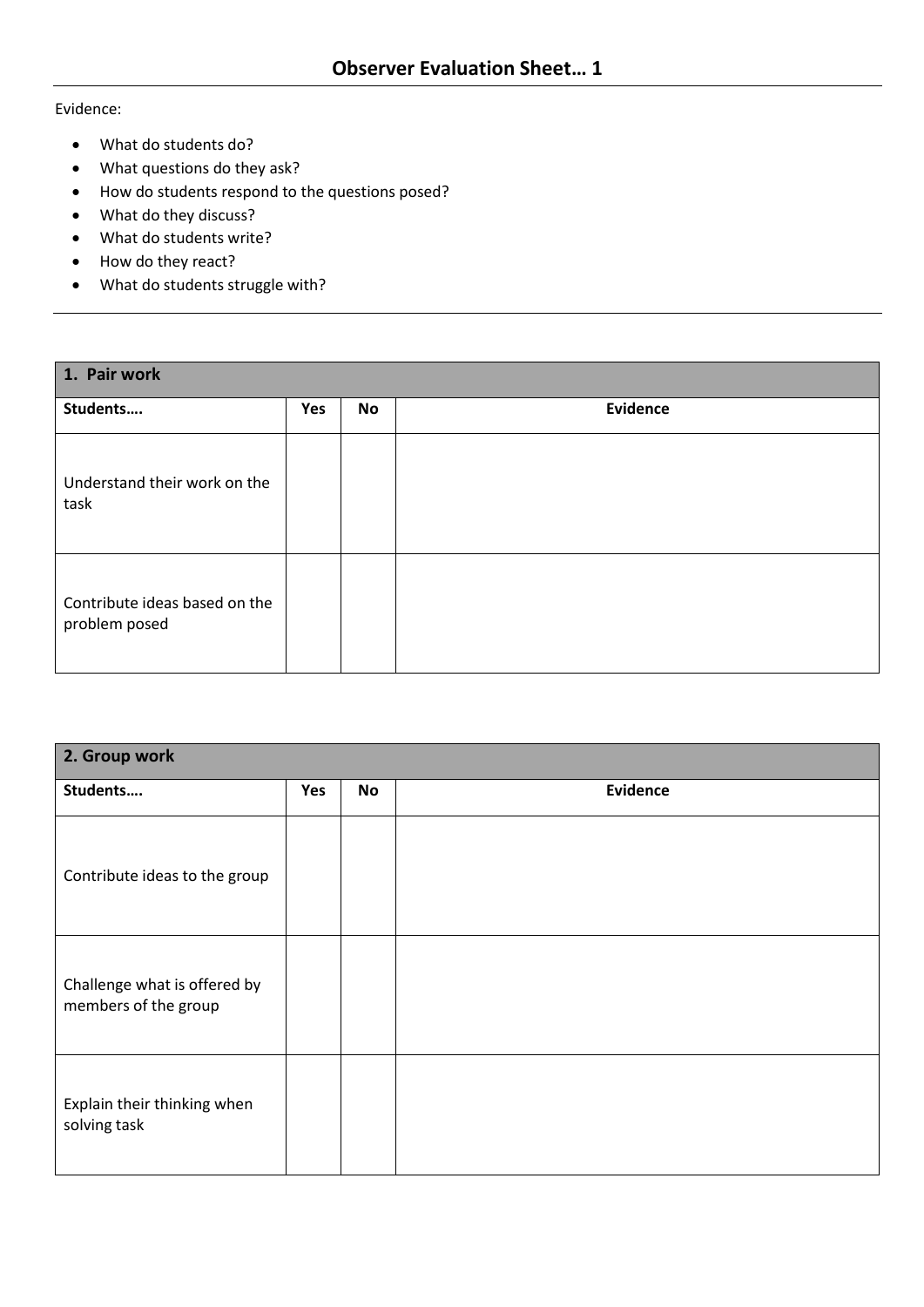# Observer Evaluation Sheet… 1

Evidence:

- What do students do?
- What questions do they ask?
- How do students respond to the questions posed?
- What do they discuss?
- What do students write?
- How do they react?
- What do students struggle with?

| **1. Pair work** | | | |
|---|---|---|---|
| **Students….** | **Yes** | **No** | **Evidence** |
| Understand their work on the task | | | |
| Contribute ideas based on the problem posed | | | |

| **2. Group work** | | | |
|---|---|---|---|
| **Students….** | **Yes** | **No** | **Evidence** |
| Contribute ideas to the group | | | |
| Challenge what is offered by members of the group | | | |
| Explain their thinking when solving task | | | |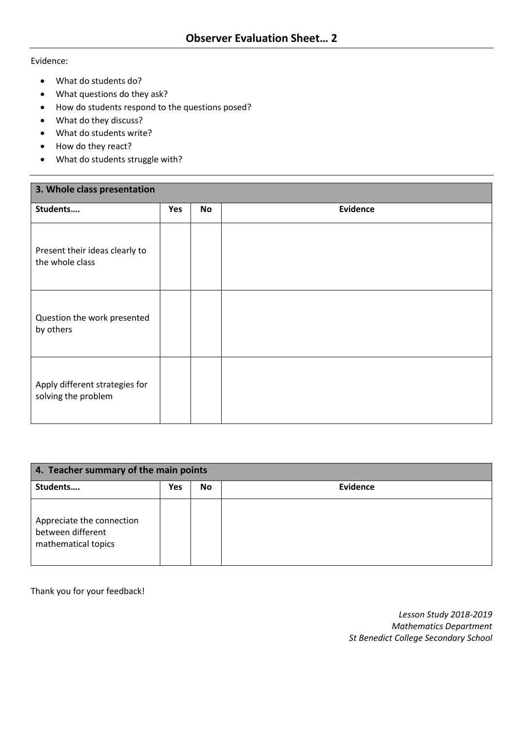## Observer Evaluation Sheet… 2

Evidence:

- What do students do?
- What questions do they ask?
- How do students respond to the questions posed?
- What do they discuss?
- What do students write?
- How do they react?
- What do students struggle with?

---

| **3. Whole class presentation** | | | |
|---|---|---|---|
| **Students….** | **Yes** | **No** | **Evidence** |
| Present their ideas clearly to the whole class | | | |
| Question the work presented by others | | | |
| Apply different strategies for solving the problem | | | |

| **4. Teacher summary of the main points** | | | |
|---|---|---|---|
| **Students….** | **Yes** | **No** | **Evidence** |
| Appreciate the connection between different mathematical topics | | | |

Thank you for your feedback!

*Lesson Study 2018-2019*
*Mathematics Department*
*St Benedict College Secondary School*